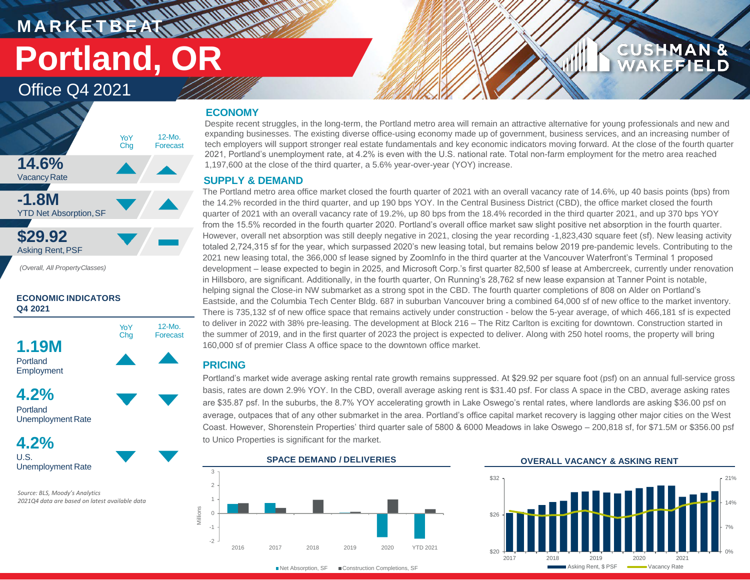# MARKETBEAT

# Portland, OR

## Office Q4 2021

| | YoY Chg | 12-Mo. Forecast |
|---|---|---|
| **14.6%** Vacancy Rate | ▲ | ▲ |
| **-1.8M** YTD Net Absorption, SF | ▼ | ▲ |
| **$29.92** Asking Rent, PSF | ▼ | ▬ |

*(Overall, All Property Classes)*

### ECONOMIC INDICATORS Q4 2021

| | YoY Chg | 12-Mo. Forecast |
|---|---|---|
| **1.19M** Portland Employment | ▲ | ▲ |
| **4.2%** Portland Unemployment Rate | ▼ | ▼ |
| **4.2%** U.S. Unemployment Rate | ▼ | ▼ |

*Source: BLS, Moody's Analytics*
*2021Q4 data are based on latest available data*

## ECONOMY

Despite recent struggles, in the long-term, the Portland metro area will remain an attractive alternative for young professionals and new and expanding businesses. The existing diverse office-using economy made up of government, business services, and an increasing number of tech employers will support stronger real estate fundamentals and key economic indicators moving forward. At the close of the fourth quarter 2021, Portland's unemployment rate, at 4.2% is even with the U.S. national rate. Total non-farm employment for the metro area reached 1,197,600 at the close of the third quarter, a 5.6% year-over-year (YOY) increase.

## SUPPLY & DEMAND

The Portland metro area office market closed the fourth quarter of 2021 with an overall vacancy rate of 14.6%, up 40 basis points (bps) from the 14.2% recorded in the third quarter, and up 190 bps YOY. In the Central Business District (CBD), the office market closed the fourth quarter of 2021 with an overall vacancy rate of 19.2%, up 80 bps from the 18.4% recorded in the third quarter 2021, and up 370 bps YOY from the 15.5% recorded in the fourth quarter 2020. Portland's overall office market saw slight positive net absorption in the fourth quarter. However, overall net absorption was still deeply negative in 2021, closing the year recording -1,823,430 square feet (sf). New leasing activity totaled 2,724,315 sf for the year, which surpassed 2020's new leasing total, but remains below 2019 pre-pandemic levels. Contributing to the 2021 new leasing total, the 366,000 sf lease signed by ZoomInfo in the third quarter at the Vancouver Waterfront's Terminal 1 proposed development – lease expected to begin in 2025, and Microsoft Corp.'s first quarter 82,500 sf lease at Ambercreek, currently under renovation in Hillsboro, are significant. Additionally, in the fourth quarter, On Running's 28,762 sf new lease expansion at Tanner Point is notable, helping signal the Close-in NW submarket as a strong spot in the CBD. The fourth quarter completions of 808 on Alder on Portland's Eastside, and the Columbia Tech Center Bldg. 687 in suburban Vancouver bring a combined 64,000 sf of new office to the market inventory. There is 735,132 sf of new office space that remains actively under construction - below the 5-year average, of which 466,181 sf is expected to deliver in 2022 with 38% pre-leasing. The development at Block 216 – The Ritz Carlton is exciting for downtown. Construction started in the summer of 2019, and in the first quarter of 2023 the project is expected to deliver. Along with 250 hotel rooms, the property will bring 160,000 sf of premier Class A office space to the downtown office market.

## PRICING

Portland's market wide average asking rental rate growth remains suppressed. At $29.92 per square foot (psf) on an annual full-service gross basis, rates are down 2.9% YOY. In the CBD, overall average asking rent is $31.40 psf. For class A space in the CBD, average asking rates are $35.87 psf. In the suburbs, the 8.7% YOY accelerating growth in Lake Oswego's rental rates, where landlords are asking $36.00 psf on average, outpaces that of any other submarket in the area. Portland's office capital market recovery is lagging other major cities on the West Coast. However, Shorenstein Properties' third quarter sale of 5800 & 6000 Meadows in lake Oswego – 200,818 sf, for $71.5M or $356.00 psf to Unico Properties is significant for the market.

**SPACE DEMAND / DELIVERIES**

**OVERALL VACANCY & ASKING RENT**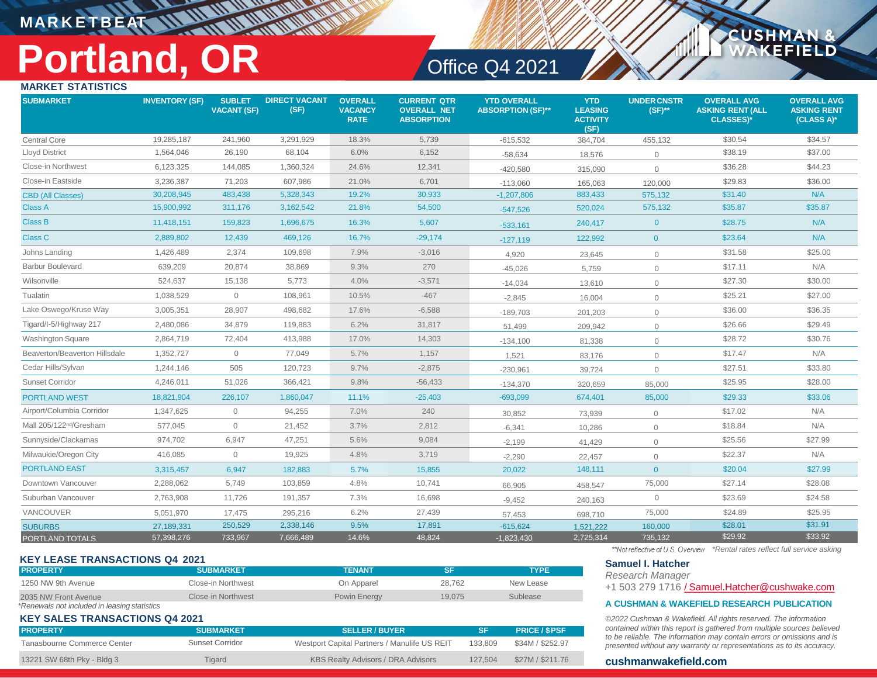MARKETBEAT

# Portland, OR

Office Q4 2021

CUSHMAN & WAKEFIELD

## MARKET STATISTICS

| SUBMARKET | INVENTORY (SF) | SUBLET VACANT (SF) | DIRECT VACANT (SF) | OVERALL VACANCY RATE | CURRENT QTR OVERALL NET ABSORPTION | YTD OVERALL ABSORPTION (SF)** | YTD LEASING ACTIVITY (SF) | UNDER CNSTR (SF)** | OVERALL AVG ASKING RENT (ALL CLASSES)* | OVERALL AVG ASKING RENT (CLASS A)* |
|---|---|---|---|---|---|---|---|---|---|---|
| Central Core | 19,285,187 | 241,960 | 3,291,929 | 18.3% | 5,739 | -615,532 | 384,704 | 455,132 | $30.54 | $34.57 |
| Lloyd District | 1,564,046 | 26,190 | 68,104 | 6.0% | 6,152 | -58,634 | 18,576 | 0 | $38.19 | $37.00 |
| Close-in Northwest | 6,123,325 | 144,085 | 1,360,324 | 24.6% | 12,341 | -420,580 | 315,090 | 0 | $36.28 | $44.23 |
| Close-in Eastside | 3,236,387 | 71,203 | 607,986 | 21.0% | 6,701 | -113,060 | 165,063 | 120,000 | $29.83 | $36.00 |
| CBD (All Classes) | 30,208,945 | 483,438 | 5,328,343 | 19.2% | 30,933 | -1,207,806 | 883,433 | 575,132 | $31.40 | N/A |
| Class A | 15,900,992 | 311,176 | 3,162,542 | 21.8% | 54,500 | -547,526 | 520,024 | 575,132 | $35.87 | $35.87 |
| Class B | 11,418,151 | 159,823 | 1,696,675 | 16.3% | 5,607 | -533,161 | 240,417 | 0 | $28.75 | N/A |
| Class C | 2,889,802 | 12,439 | 469,126 | 16.7% | -29,174 | -127,119 | 122,992 | 0 | $23.64 | N/A |
| Johns Landing | 1,426,489 | 2,374 | 109,698 | 7.9% | -3,016 | 4,920 | 23,645 | 0 | $31.58 | $25.00 |
| Barbur Boulevard | 639,209 | 20,874 | 38,869 | 9.3% | 270 | -45,026 | 5,759 | 0 | $17.11 | N/A |
| Wilsonville | 524,637 | 15,138 | 5,773 | 4.0% | -3,571 | -14,034 | 13,610 | 0 | $27.30 | $30.00 |
| Tualatin | 1,038,529 | 0 | 108,961 | 10.5% | -467 | -2,845 | 16,004 | 0 | $25.21 | $27.00 |
| Lake Oswego/Kruse Way | 3,005,351 | 28,907 | 498,682 | 17.6% | -6,588 | -189,703 | 201,203 | 0 | $36.00 | $36.35 |
| Tigard/I-5/Highway 217 | 2,480,086 | 34,879 | 119,883 | 6.2% | 31,817 | 51,499 | 209,942 | 0 | $26.66 | $29.49 |
| Washington Square | 2,864,719 | 72,404 | 413,988 | 17.0% | 14,303 | -134,100 | 81,338 | 0 | $28.72 | $30.76 |
| Beaverton/Beaverton Hillsdale | 1,352,727 | 0 | 77,049 | 5.7% | 1,157 | 1,521 | 83,176 | 0 | $17.47 | N/A |
| Cedar Hills/Sylvan | 1,244,146 | 505 | 120,723 | 9.7% | -2,875 | -230,961 | 39,724 | 0 | $27.51 | $33.80 |
| Sunset Corridor | 4,246,011 | 51,026 | 366,421 | 9.8% | -56,433 | -134,370 | 320,659 | 85,000 | $25.95 | $28.00 |
| PORTLAND WEST | 18,821,904 | 226,107 | 1,860,047 | 11.1% | -25,403 | -693,099 | 674,401 | 85,000 | $29.33 | $33.06 |
| Airport/Columbia Corridor | 1,347,625 | 0 | 94,255 | 7.0% | 240 | 30,852 | 73,939 | 0 | $17.02 | N/A |
| Mall 205/122nd/Gresham | 577,045 | 0 | 21,452 | 3.7% | 2,812 | -6,341 | 10,286 | 0 | $18.84 | N/A |
| Sunnyside/Clackamas | 974,702 | 6,947 | 47,251 | 5.6% | 9,084 | -2,199 | 41,429 | 0 | $25.56 | $27.99 |
| Milwaukie/Oregon City | 416,085 | 0 | 19,925 | 4.8% | 3,719 | -2,290 | 22,457 | 0 | $22.37 | N/A |
| PORTLAND EAST | 3,315,457 | 6,947 | 182,883 | 5.7% | 15,855 | 20,022 | 148,111 | 0 | $20.04 | $27.99 |
| Downtown Vancouver | 2,288,062 | 5,749 | 103,859 | 4.8% | 10,741 | 66,905 | 458,547 | 75,000 | $27.14 | $28.08 |
| Suburban Vancouver | 2,763,908 | 11,726 | 191,357 | 7.3% | 16,698 | -9,452 | 240,163 | 0 | $23.69 | $24.58 |
| VANCOUVER | 5,051,970 | 17,475 | 295,216 | 6.2% | 27,439 | 57,453 | 698,710 | 75,000 | $24.89 | $25.95 |
| SUBURBS | 27,189,331 | 250,529 | 2,338,146 | 9.5% | 17,891 | -615,624 | 1,521,222 | 160,000 | $28.01 | $31.91 |
| PORTLAND TOTALS | 57,398,276 | 733,967 | 7,666,489 | 14.6% | 48,824 | -1,823,430 | 2,725,314 | 735,132 | $29.92 | $33.92 |

*\*\*Not reflective of U.S. Overview \*Rental rates reflect full service asking*

## KEY LEASE TRANSACTIONS Q4 2021

| PROPERTY | SUBMARKET | TENANT | SF | TYPE |
|---|---|---|---|---|
| 1250 NW 9th Avenue | Close-in Northwest | On Apparel | 28,762 | New Lease |
| 2035 NW Front Avenue | Close-in Northwest | Powin Energy | 19,075 | Sublease |

*\*Renewals not included in leasing statistics*

## KEY SALES TRANSACTIONS Q4 2021

| PROPERTY | SUBMARKET | SELLER / BUYER | SF | PRICE / $PSF |
|---|---|---|---|---|
| Tanasbourne Commerce Center | Sunset Corridor | Westport Capital Partners / Manulife US REIT | 133,809 | $34M / $252.97 |
| 13221 SW 68th Pky - Bldg 3 | Tigard | KBS Realty Advisors / DRA Advisors | 127,504 | $27M / $211.76 |

**Samuel I. Hatcher**
*Research Manager*
+1 503 279 1716 / Samuel.Hatcher@cushwake.com

**A CUSHMAN & WAKEFIELD RESEARCH PUBLICATION**

*©2022 Cushman & Wakefield. All rights reserved. The information contained within this report is gathered from multiple sources believed to be reliable. The information may contain errors or omissions and is presented without any warranty or representations as to its accuracy.*

**cushmanwakefield.com**